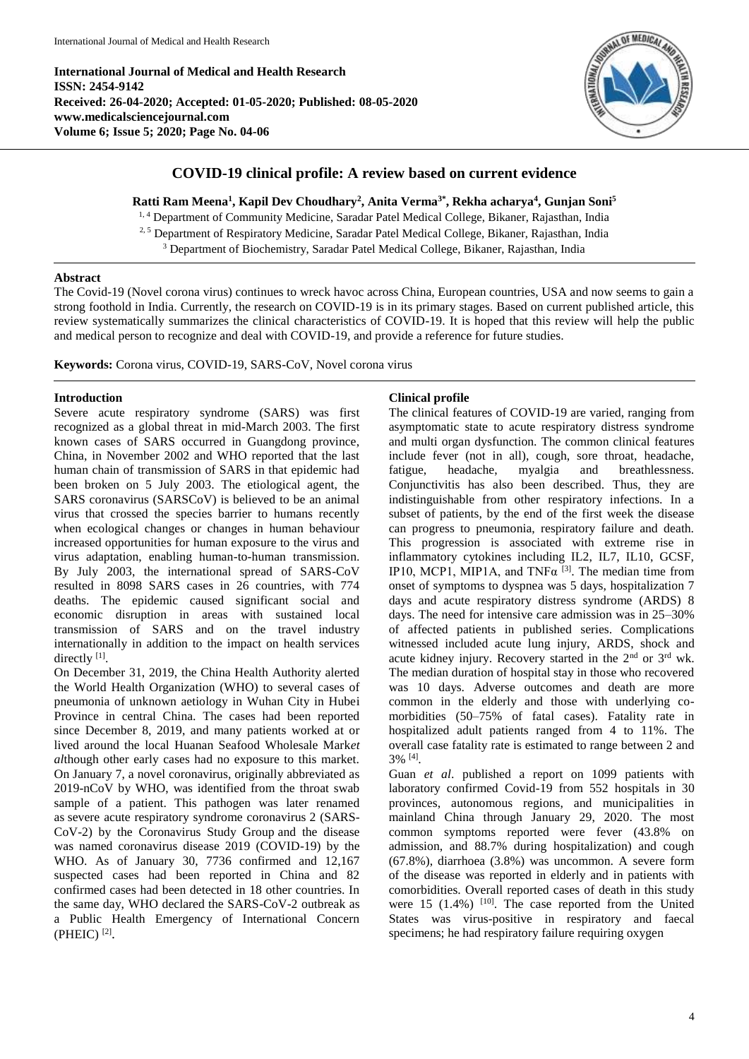**International Journal of Medical and Health Research**
**ISSN: 2454-9142**
**Received: 26-04-2020; Accepted: 01-05-2020; Published: 08-05-2020**
**www.medicalsciencejournal.com**
**Volume 6; Issue 5; 2020; Page No. 04-06**

# COVID-19 clinical profile: A review based on current evidence

**Ratti Ram Meena[1], Kapil Dev Choudhary[2], Anita Verma[3*], Rekha acharya[4], Gunjan Soni[5]**

[1, 4] Department of Community Medicine, Saradar Patel Medical College, Bikaner, Rajasthan, India
[2, 5] Department of Respiratory Medicine, Saradar Patel Medical College, Bikaner, Rajasthan, India
[3] Department of Biochemistry, Saradar Patel Medical College, Bikaner, Rajasthan, India

## Abstract

The Covid-19 (Novel corona virus) continues to wreck havoc across China, European countries, USA and now seems to gain a strong foothold in India. Currently, the research on COVID-19 is in its primary stages. Based on current published article, this review systematically summarizes the clinical characteristics of COVID-19. It is hoped that this review will help the public and medical person to recognize and deal with COVID-19, and provide a reference for future studies.

**Keywords:** Corona virus, COVID-19, SARS-CoV, Novel corona virus

## Introduction

Severe acute respiratory syndrome (SARS) was first recognized as a global threat in mid-March 2003. The first known cases of SARS occurred in Guangdong province, China, in November 2002 and WHO reported that the last human chain of transmission of SARS in that epidemic had been broken on 5 July 2003. The etiological agent, the SARS coronavirus (SARSCoV) is believed to be an animal virus that crossed the species barrier to humans recently when ecological changes or changes in human behaviour increased opportunities for human exposure to the virus and virus adaptation, enabling human-to-human transmission. By July 2003, the international spread of SARS-CoV resulted in 8098 SARS cases in 26 countries, with 774 deaths. The epidemic caused significant social and economic disruption in areas with sustained local transmission of SARS and on the travel industry internationally in addition to the impact on health services directly [1].

On December 31, 2019, the China Health Authority alerted the World Health Organization (WHO) to several cases of pneumonia of unknown aetiology in Wuhan City in Hubei Province in central China. The cases had been reported since December 8, 2019, and many patients worked at or lived around the local Huanan Seafood Wholesale Mark*et al*though other early cases had no exposure to this market. On January 7, a novel coronavirus, originally abbreviated as 2019-nCoV by WHO, was identified from the throat swab sample of a patient. This pathogen was later renamed as severe acute respiratory syndrome coronavirus 2 (SARS-CoV-2) by the Coronavirus Study Group and the disease was named coronavirus disease 2019 (COVID-19) by the WHO. As of January 30, 7736 confirmed and 12,167 suspected cases had been reported in China and 82 confirmed cases had been detected in 18 other countries. In the same day, WHO declared the SARS-CoV-2 outbreak as a Public Health Emergency of International Concern (PHEIC) [2].

## Clinical profile

The clinical features of COVID-19 are varied, ranging from asymptomatic state to acute respiratory distress syndrome and multi organ dysfunction. The common clinical features include fever (not in all), cough, sore throat, headache, fatigue, headache, myalgia and breathlessness. Conjunctivitis has also been described. Thus, they are indistinguishable from other respiratory infections. In a subset of patients, by the end of the first week the disease can progress to pneumonia, respiratory failure and death. This progression is associated with extreme rise in inflammatory cytokines including IL2, IL7, IL10, GCSF, IP10, MCP1, MIP1A, and TNFα [3]. The median time from onset of symptoms to dyspnea was 5 days, hospitalization 7 days and acute respiratory distress syndrome (ARDS) 8 days. The need for intensive care admission was in 25–30% of affected patients in published series. Complications witnessed included acute lung injury, ARDS, shock and acute kidney injury. Recovery started in the 2nd or 3rd wk. The median duration of hospital stay in those who recovered was 10 days. Adverse outcomes and death are more common in the elderly and those with underlying co-morbidities (50–75% of fatal cases). Fatality rate in hospitalized adult patients ranged from 4 to 11%. The overall case fatality rate is estimated to range between 2 and 3% [4].

Guan *et al*. published a report on 1099 patients with laboratory confirmed Covid-19 from 552 hospitals in 30 provinces, autonomous regions, and municipalities in mainland China through January 29, 2020. The most common symptoms reported were fever (43.8% on admission, and 88.7% during hospitalization) and cough (67.8%), diarrhoea (3.8%) was uncommon. A severe form of the disease was reported in elderly and in patients with comorbidities. Overall reported cases of death in this study were 15 (1.4%) [10]. The case reported from the United States was virus-positive in respiratory and faecal specimens; he had respiratory failure requiring oxygen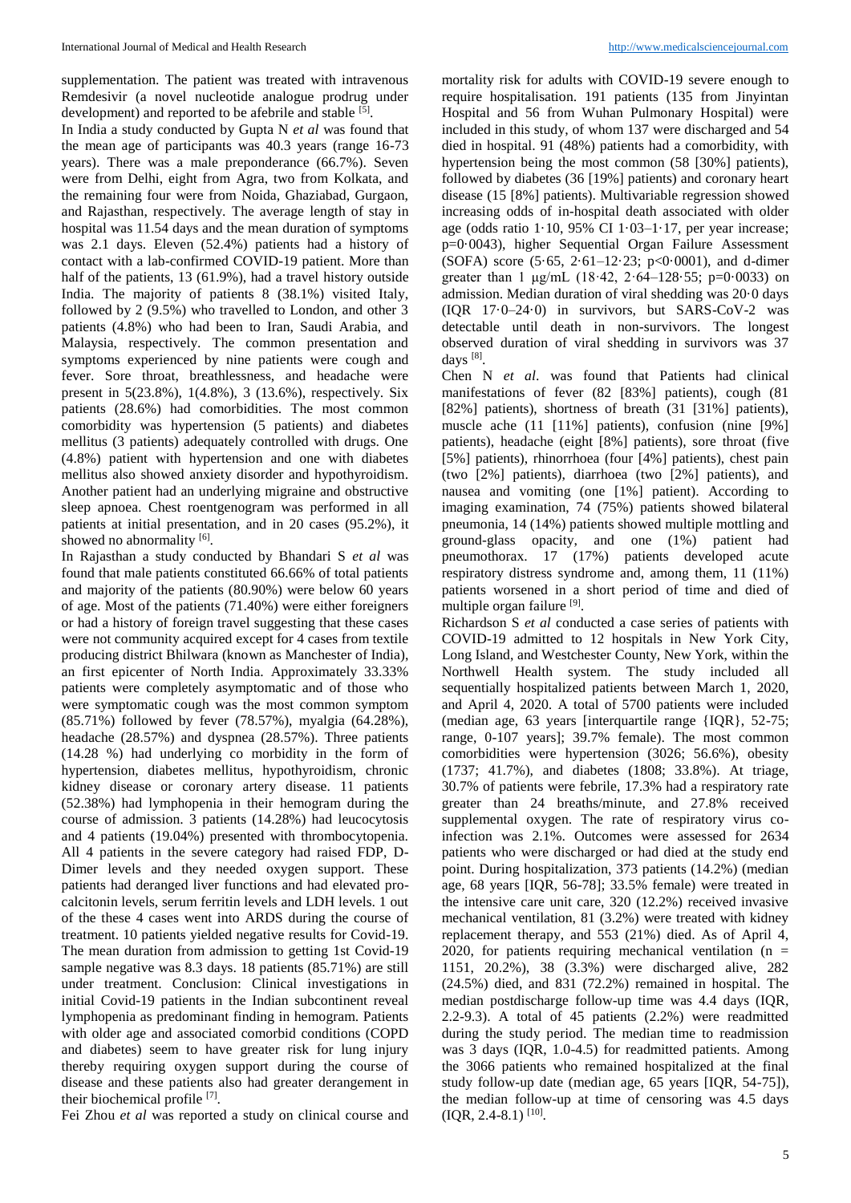supplementation. The patient was treated with intravenous Remdesivir (a novel nucleotide analogue prodrug under development) and reported to be afebrile and stable [5].

In India a study conducted by Gupta N *et al* was found that the mean age of participants was 40.3 years (range 16-73 years). There was a male preponderance (66.7%). Seven were from Delhi, eight from Agra, two from Kolkata, and the remaining four were from Noida, Ghaziabad, Gurgaon, and Rajasthan, respectively. The average length of stay in hospital was 11.54 days and the mean duration of symptoms was 2.1 days. Eleven (52.4%) patients had a history of contact with a lab-confirmed COVID-19 patient. More than half of the patients, 13 (61.9%), had a travel history outside India. The majority of patients 8 (38.1%) visited Italy, followed by 2 (9.5%) who travelled to London, and other 3 patients (4.8%) who had been to Iran, Saudi Arabia, and Malaysia, respectively. The common presentation and symptoms experienced by nine patients were cough and fever. Sore throat, breathlessness, and headache were present in 5(23.8%), 1(4.8%), 3 (13.6%), respectively. Six patients (28.6%) had comorbidities. The most common comorbidity was hypertension (5 patients) and diabetes mellitus (3 patients) adequately controlled with drugs. One (4.8%) patient with hypertension and one with diabetes mellitus also showed anxiety disorder and hypothyroidism. Another patient had an underlying migraine and obstructive sleep apnoea. Chest roentgenogram was performed in all patients at initial presentation, and in 20 cases (95.2%), it showed no abnormality [6].

In Rajasthan a study conducted by Bhandari S *et al* was found that male patients constituted 66.66% of total patients and majority of the patients (80.90%) were below 60 years of age. Most of the patients (71.40%) were either foreigners or had a history of foreign travel suggesting that these cases were not community acquired except for 4 cases from textile producing district Bhilwara (known as Manchester of India), an first epicenter of North India. Approximately 33.33% patients were completely asymptomatic and of those who were symptomatic cough was the most common symptom (85.71%) followed by fever (78.57%), myalgia (64.28%), headache (28.57%) and dyspnea (28.57%). Three patients (14.28 %) had underlying co morbidity in the form of hypertension, diabetes mellitus, hypothyroidism, chronic kidney disease or coronary artery disease. 11 patients (52.38%) had lymphopenia in their hemogram during the course of admission. 3 patients (14.28%) had leucocytosis and 4 patients (19.04%) presented with thrombocytopenia. All 4 patients in the severe category had raised FDP, D-Dimer levels and they needed oxygen support. These patients had deranged liver functions and had elevated pro-calcitonin levels, serum ferritin levels and LDH levels. 1 out of the these 4 cases went into ARDS during the course of treatment. 10 patients yielded negative results for Covid-19. The mean duration from admission to getting 1st Covid-19 sample negative was 8.3 days. 18 patients (85.71%) are still under treatment. Conclusion: Clinical investigations in initial Covid-19 patients in the Indian subcontinent reveal lymphopenia as predominant finding in hemogram. Patients with older age and associated comorbid conditions (COPD and diabetes) seem to have greater risk for lung injury thereby requiring oxygen support during the course of disease and these patients also had greater derangement in their biochemical profile [7].

Fei Zhou *et al* was reported a study on clinical course and mortality risk for adults with COVID-19 severe enough to require hospitalisation. 191 patients (135 from Jinyintan Hospital and 56 from Wuhan Pulmonary Hospital) were included in this study, of whom 137 were discharged and 54 died in hospital. 91 (48%) patients had a comorbidity, with hypertension being the most common (58 [30%] patients), followed by diabetes (36 [19%] patients) and coronary heart disease (15 [8%] patients). Multivariable regression showed increasing odds of in-hospital death associated with older age (odds ratio 1·10, 95% CI 1·03–1·17, per year increase; p=0·0043), higher Sequential Organ Failure Assessment (SOFA) score (5·65, 2·61–12·23; p<0·0001), and d-dimer greater than 1 μg/mL (18·42, 2·64–128·55; p=0·0033) on admission. Median duration of viral shedding was 20·0 days (IQR 17·0–24·0) in survivors, but SARS-CoV-2 was detectable until death in non-survivors. The longest observed duration of viral shedding in survivors was 37 days [8].

Chen N *et al*. was found that Patients had clinical manifestations of fever (82 [83%] patients), cough (81 [82%] patients), shortness of breath (31 [31%] patients), muscle ache (11 [11%] patients), confusion (nine [9%] patients), headache (eight [8%] patients), sore throat (five [5%] patients), rhinorrhoea (four [4%] patients), chest pain (two [2%] patients), diarrhoea (two [2%] patients), and nausea and vomiting (one [1%] patient). According to imaging examination, 74 (75%) patients showed bilateral pneumonia, 14 (14%) patients showed multiple mottling and ground-glass opacity, and one (1%) patient had pneumothorax. 17 (17%) patients developed acute respiratory distress syndrome and, among them, 11 (11%) patients worsened in a short period of time and died of multiple organ failure [9].

Richardson S *et al* conducted a case series of patients with COVID-19 admitted to 12 hospitals in New York City, Long Island, and Westchester County, New York, within the Northwell Health system. The study included all sequentially hospitalized patients between March 1, 2020, and April 4, 2020. A total of 5700 patients were included (median age, 63 years [interquartile range {IQR}, 52-75; range, 0-107 years]; 39.7% female). The most common comorbidities were hypertension (3026; 56.6%), obesity (1737; 41.7%), and diabetes (1808; 33.8%). At triage, 30.7% of patients were febrile, 17.3% had a respiratory rate greater than 24 breaths/minute, and 27.8% received supplemental oxygen. The rate of respiratory virus co-infection was 2.1%. Outcomes were assessed for 2634 patients who were discharged or had died at the study end point. During hospitalization, 373 patients (14.2%) (median age, 68 years [IQR, 56-78]; 33.5% female) were treated in the intensive care unit care, 320 (12.2%) received invasive mechanical ventilation, 81 (3.2%) were treated with kidney replacement therapy, and 553 (21%) died. As of April 4, 2020, for patients requiring mechanical ventilation (n = 1151, 20.2%), 38 (3.3%) were discharged alive, 282 (24.5%) died, and 831 (72.2%) remained in hospital. The median postdischarge follow-up time was 4.4 days (IQR, 2.2-9.3). A total of 45 patients (2.2%) were readmitted during the study period. The median time to readmission was 3 days (IQR, 1.0-4.5) for readmitted patients. Among the 3066 patients who remained hospitalized at the final study follow-up date (median age, 65 years [IQR, 54-75]), the median follow-up at time of censoring was 4.5 days (IQR, 2.4-8.1) [10].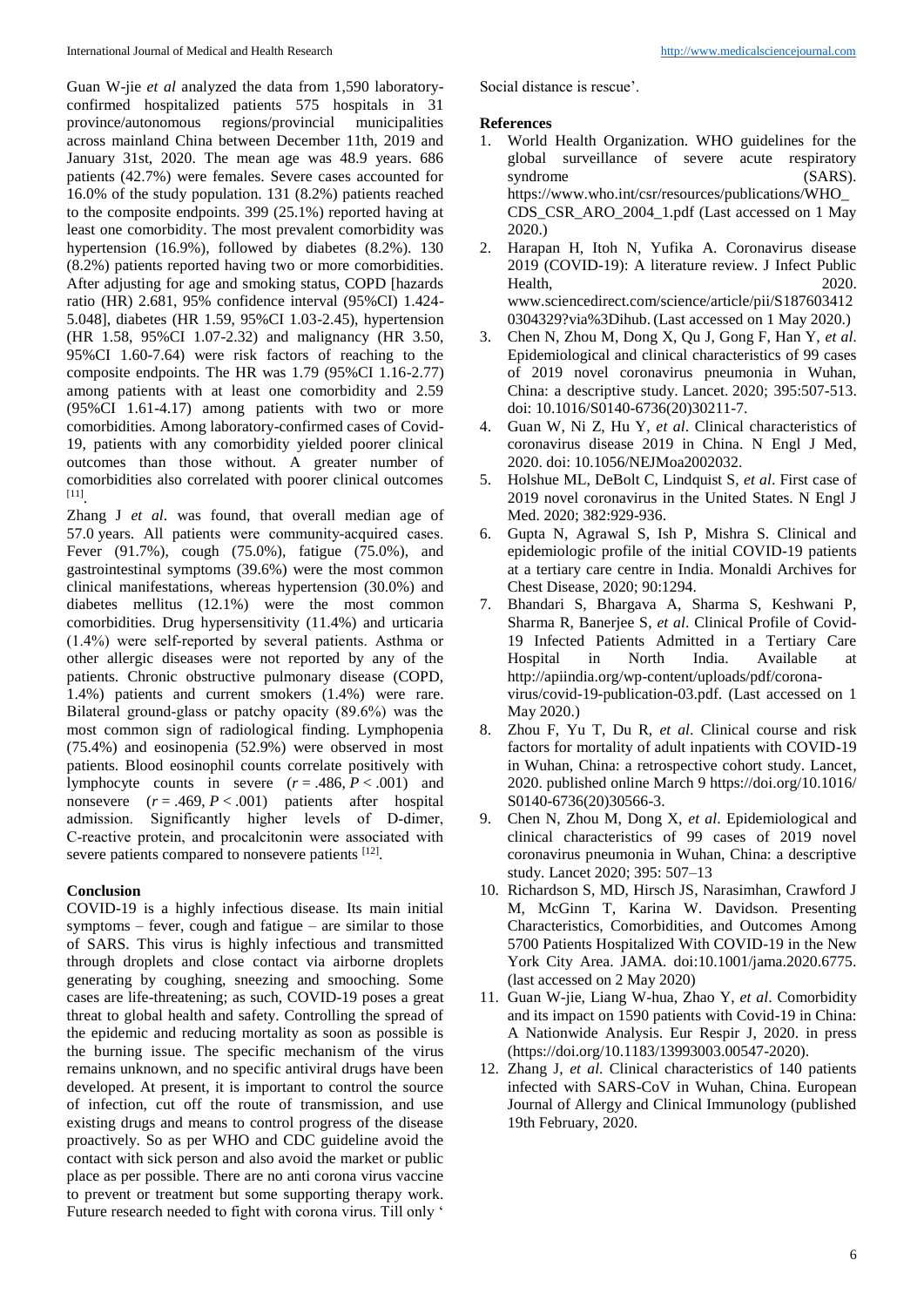Guan W-jie *et al* analyzed the data from 1,590 laboratory-confirmed hospitalized patients 575 hospitals in 31 province/autonomous regions/provincial municipalities across mainland China between December 11th, 2019 and January 31st, 2020. The mean age was 48.9 years. 686 patients (42.7%) were females. Severe cases accounted for 16.0% of the study population. 131 (8.2%) patients reached to the composite endpoints. 399 (25.1%) reported having at least one comorbidity. The most prevalent comorbidity was hypertension (16.9%), followed by diabetes (8.2%). 130 (8.2%) patients reported having two or more comorbidities. After adjusting for age and smoking status, COPD [hazards ratio (HR) 2.681, 95% confidence interval (95%CI) 1.424-5.048], diabetes (HR 1.59, 95%CI 1.03-2.45), hypertension (HR 1.58, 95%CI 1.07-2.32) and malignancy (HR 3.50, 95%CI 1.60-7.64) were risk factors of reaching to the composite endpoints. The HR was 1.79 (95%CI 1.16-2.77) among patients with at least one comorbidity and 2.59 (95%CI 1.61-4.17) among patients with two or more comorbidities. Among laboratory-confirmed cases of Covid-19, patients with any comorbidity yielded poorer clinical outcomes than those without. A greater number of comorbidities also correlated with poorer clinical outcomes [11].

Zhang J *et al*. was found, that overall median age of 57.0 years. All patients were community-acquired cases. Fever (91.7%), cough (75.0%), fatigue (75.0%), and gastrointestinal symptoms (39.6%) were the most common clinical manifestations, whereas hypertension (30.0%) and diabetes mellitus (12.1%) were the most common comorbidities. Drug hypersensitivity (11.4%) and urticaria (1.4%) were self-reported by several patients. Asthma or other allergic diseases were not reported by any of the patients. Chronic obstructive pulmonary disease (COPD, 1.4%) patients and current smokers (1.4%) were rare. Bilateral ground-glass or patchy opacity (89.6%) was the most common sign of radiological finding. Lymphopenia (75.4%) and eosinopenia (52.9%) were observed in most patients. Blood eosinophil counts correlate positively with lymphocyte counts in severe ($r = .486$, $P < .001$) and nonsevere ($r = .469$, $P < .001$) patients after hospital admission. Significantly higher levels of D-dimer, C-reactive protein, and procalcitonin were associated with severe patients compared to nonsevere patients [12].

## Conclusion

COVID-19 is a highly infectious disease. Its main initial symptoms – fever, cough and fatigue – are similar to those of SARS. This virus is highly infectious and transmitted through droplets and close contact via airborne droplets generating by coughing, sneezing and smooching. Some cases are life-threatening; as such, COVID-19 poses a great threat to global health and safety. Controlling the spread of the epidemic and reducing mortality as soon as possible is the burning issue. The specific mechanism of the virus remains unknown, and no specific antiviral drugs have been developed. At present, it is important to control the source of infection, cut off the route of transmission, and use existing drugs and means to control progress of the disease proactively. So as per WHO and CDC guideline avoid the contact with sick person and also avoid the market or public place as per possible. There are no anti corona virus vaccine to prevent or treatment but some supporting therapy work. Future research needed to fight with corona virus. Till only ' Social distance is rescue'.

## References

1. World Health Organization. WHO guidelines for the global surveillance of severe acute respiratory syndrome (SARS). https://www.who.int/csr/resources/publications/WHO_CDS_CSR_ARO_2004_1.pdf (Last accessed on 1 May 2020.)
2. Harapan H, Itoh N, Yufika A. Coronavirus disease 2019 (COVID-19): A literature review. J Infect Public Health, 2020. www.sciencedirect.com/science/article/pii/S1876034120304329?via%3Dihub. (Last accessed on 1 May 2020.)
3. Chen N, Zhou M, Dong X, Qu J, Gong F, Han Y, *et al*. Epidemiological and clinical characteristics of 99 cases of 2019 novel coronavirus pneumonia in Wuhan, China: a descriptive study. Lancet. 2020; 395:507-513. doi: 10.1016/S0140-6736(20)30211-7.
4. Guan W, Ni Z, Hu Y, *et al*. Clinical characteristics of coronavirus disease 2019 in China. N Engl J Med, 2020. doi: 10.1056/NEJMoa2002032.
5. Holshue ML, DeBolt C, Lindquist S, *et al*. First case of 2019 novel coronavirus in the United States. N Engl J Med. 2020; 382:929-936.
6. Gupta N, Agrawal S, Ish P, Mishra S. Clinical and epidemiologic profile of the initial COVID-19 patients at a tertiary care centre in India. Monaldi Archives for Chest Disease, 2020; 90:1294.
7. Bhandari S, Bhargava A, Sharma S, Keshwani P, Sharma R, Banerjee S, *et al*. Clinical Profile of Covid-19 Infected Patients Admitted in a Tertiary Care Hospital in North India. Available at http://apiindia.org/wp-content/uploads/pdf/corona-virus/covid-19-publication-03.pdf. (Last accessed on 1 May 2020.)
8. Zhou F, Yu T, Du R, *et al*. Clinical course and risk factors for mortality of adult inpatients with COVID-19 in Wuhan, China: a retrospective cohort study. Lancet, 2020. published online March 9 https://doi.org/10.1016/S0140-6736(20)30566-3.
9. Chen N, Zhou M, Dong X, *et al*. Epidemiological and clinical characteristics of 99 cases of 2019 novel coronavirus pneumonia in Wuhan, China: a descriptive study. Lancet 2020; 395: 507–13
10. Richardson S, MD, Hirsch JS, Narasimhan, Crawford J M, McGinn T, Karina W. Davidson. Presenting Characteristics, Comorbidities, and Outcomes Among 5700 Patients Hospitalized With COVID-19 in the New York City Area. JAMA. doi:10.1001/jama.2020.6775. (last accessed on 2 May 2020)
11. Guan W-jie, Liang W-hua, Zhao Y, *et al*. Comorbidity and its impact on 1590 patients with Covid-19 in China: A Nationwide Analysis. Eur Respir J, 2020. in press (https://doi.org/10.1183/13993003.00547-2020).
12. Zhang J, *et al.* Clinical characteristics of 140 patients infected with SARS-CoV in Wuhan, China. European Journal of Allergy and Clinical Immunology (published 19th February, 2020.